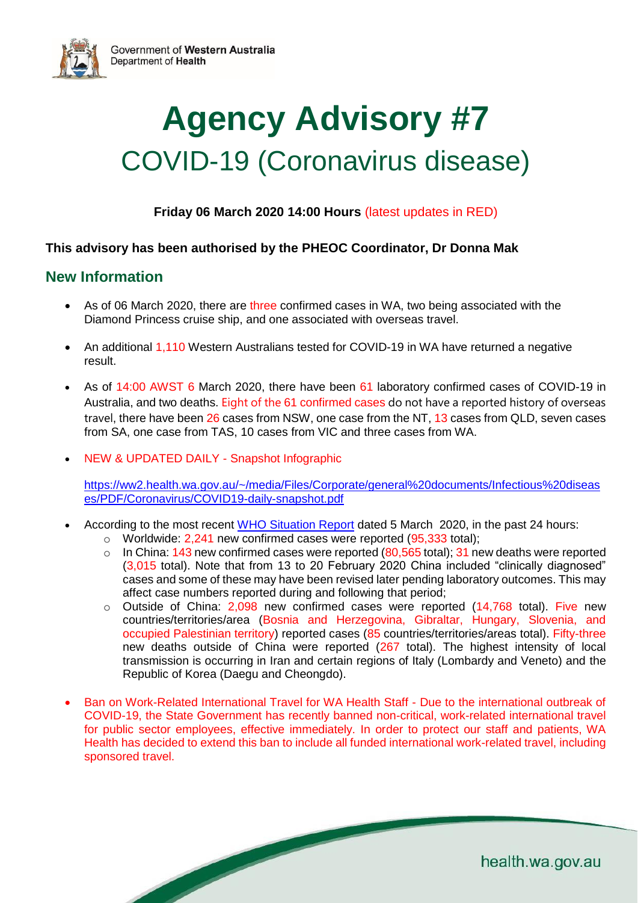Government of **Western Australia**
Department of **Health**

# Agency Advisory #7

## COVID-19 (Coronavirus disease)

**Friday 06 March 2020 14:00 Hours** (latest updates in RED)

**This advisory has been authorised by the PHEOC Coordinator, Dr Donna Mak**

## New Information

- As of 06 March 2020, there are three confirmed cases in WA, two being associated with the Diamond Princess cruise ship, and one associated with overseas travel.
- An additional 1,110 Western Australians tested for COVID-19 in WA have returned a negative result.
- As of 14:00 AWST 6 March 2020, there have been 61 laboratory confirmed cases of COVID-19 in Australia, and two deaths. Eight of the 61 confirmed cases do not have a reported history of overseas travel, there have been 26 cases from NSW, one case from the NT, 13 cases from QLD, seven cases from SA, one case from TAS, 10 cases from VIC and three cases from WA.
- NEW & UPDATED DAILY - Snapshot Infographic

  https://ww2.health.wa.gov.au/~/media/Files/Corporate/general%20documents/Infectious%20diseases/PDF/Coronavirus/COVID19-daily-snapshot.pdf

- According to the most recent WHO Situation Report dated 5 March 2020, in the past 24 hours:
  - Worldwide: 2,241 new confirmed cases were reported (95,333 total);
  - In China: 143 new confirmed cases were reported (80,565 total); 31 new deaths were reported (3,015 total). Note that from 13 to 20 February 2020 China included "clinically diagnosed" cases and some of these may have been revised later pending laboratory outcomes. This may affect case numbers reported during and following that period;
  - Outside of China: 2,098 new confirmed cases were reported (14,768 total). Five new countries/territories/area (Bosnia and Herzegovina, Gibraltar, Hungary, Slovenia, and occupied Palestinian territory) reported cases (85 countries/territories/areas total). Fifty-three new deaths outside of China were reported (267 total). The highest intensity of local transmission is occurring in Iran and certain regions of Italy (Lombardy and Veneto) and the Republic of Korea (Daegu and Cheongdo).
- Ban on Work-Related International Travel for WA Health Staff - Due to the international outbreak of COVID-19, the State Government has recently banned non-critical, work-related international travel for public sector employees, effective immediately. In order to protect our staff and patients, WA Health has decided to extend this ban to include all funded international work-related travel, including sponsored travel.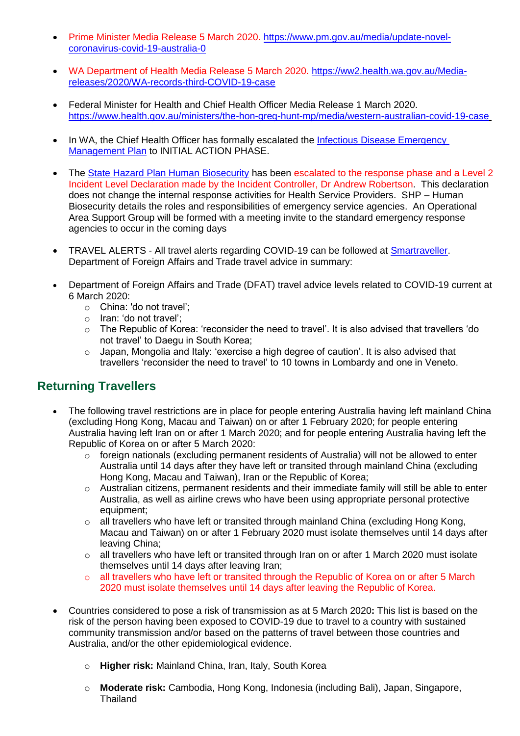- Prime Minister Media Release 5 March 2020. [https://www.pm.gov.au/media/update-novel-coronavirus-covid-19-australia-0](https://www.pm.gov.au/media/update-novel-coronavirus-covid-19-australia-0)

- WA Department of Health Media Release 5 March 2020. [https://ww2.health.wa.gov.au/Media-releases/2020/WA-records-third-COVID-19-case](https://ww2.health.wa.gov.au/Media-releases/2020/WA-records-third-COVID-19-case)

- Federal Minister for Health and Chief Health Officer Media Release 1 March 2020. [https://www.health.gov.au/ministers/the-hon-greg-hunt-mp/media/western-australian-covid-19-case](https://www.health.gov.au/ministers/the-hon-greg-hunt-mp/media/western-australian-covid-19-case)

- In WA, the Chief Health Officer has formally escalated the [Infectious Disease Emergency Management Plan](#) to INITIAL ACTION PHASE.

- The [State Hazard Plan Human Biosecurity](#) has been escalated to the response phase and a Level 2 Incident Level Declaration made by the Incident Controller, Dr Andrew Robertson. This declaration does not change the internal response activities for Health Service Providers. SHP – Human Biosecurity details the roles and responsibilities of emergency service agencies. An Operational Area Support Group will be formed with a meeting invite to the standard emergency response agencies to occur in the coming days

- TRAVEL ALERTS - All travel alerts regarding COVID-19 can be followed at [Smartraveller](#). Department of Foreign Affairs and Trade travel advice in summary:

- Department of Foreign Affairs and Trade (DFAT) travel advice levels related to COVID-19 current at 6 March 2020:
  - China: 'do not travel';
  - Iran: 'do not travel';
  - The Republic of Korea: 'reconsider the need to travel'. It is also advised that travellers 'do not travel' to Daegu in South Korea;
  - Japan, Mongolia and Italy: 'exercise a high degree of caution'. It is also advised that travellers 'reconsider the need to travel' to 10 towns in Lombardy and one in Veneto.

## Returning Travellers

- The following travel restrictions are in place for people entering Australia having left mainland China (excluding Hong Kong, Macau and Taiwan) on or after 1 February 2020; for people entering Australia having left Iran on or after 1 March 2020; and for people entering Australia having left the Republic of Korea on or after 5 March 2020:
  - foreign nationals (excluding permanent residents of Australia) will not be allowed to enter Australia until 14 days after they have left or transited through mainland China (excluding Hong Kong, Macau and Taiwan), Iran or the Republic of Korea;
  - Australian citizens, permanent residents and their immediate family will still be able to enter Australia, as well as airline crews who have been using appropriate personal protective equipment;
  - all travellers who have left or transited through mainland China (excluding Hong Kong, Macau and Taiwan) on or after 1 February 2020 must isolate themselves until 14 days after leaving China;
  - all travellers who have left or transited through Iran on or after 1 March 2020 must isolate themselves until 14 days after leaving Iran;
  - all travellers who have left or transited through the Republic of Korea on or after 5 March 2020 must isolate themselves until 14 days after leaving the Republic of Korea.

- Countries considered to pose a risk of transmission as at 5 March 2020**:** This list is based on the risk of the person having been exposed to COVID-19 due to travel to a country with sustained community transmission and/or based on the patterns of travel between those countries and Australia, and/or the other epidemiological evidence.

  - **Higher risk:** Mainland China, Iran, Italy, South Korea

  - **Moderate risk:** Cambodia, Hong Kong, Indonesia (including Bali), Japan, Singapore, Thailand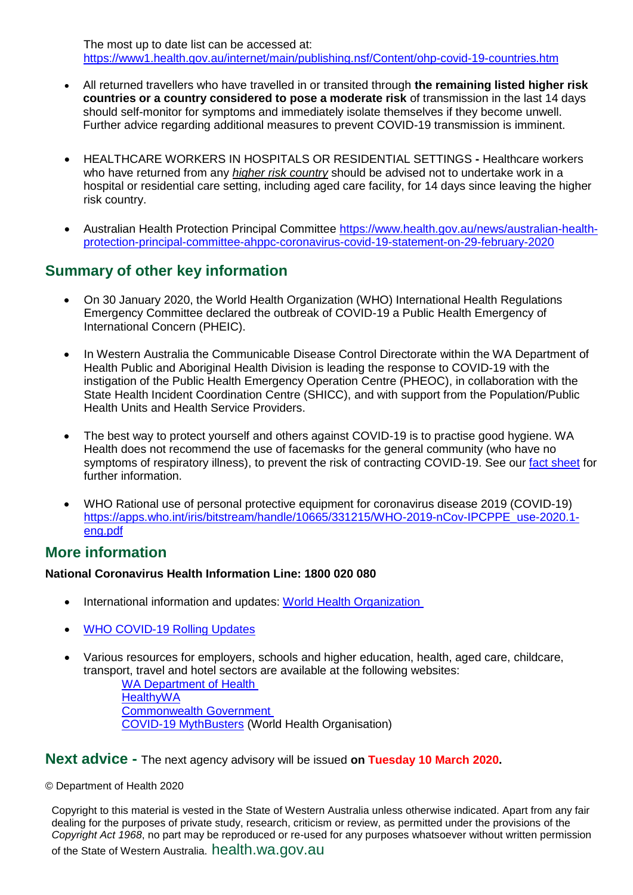The most up to date list can be accessed at:
[https://www1.health.gov.au/internet/main/publishing.nsf/Content/ohp-covid-19-countries.htm](https://www1.health.gov.au/internet/main/publishing.nsf/Content/ohp-covid-19-countries.htm)

- All returned travellers who have travelled in or transited through **the remaining listed higher risk countries or a country considered to pose a moderate risk** of transmission in the last 14 days should self-monitor for symptoms and immediately isolate themselves if they become unwell. Further advice regarding additional measures to prevent COVID-19 transmission is imminent.

- HEALTHCARE WORKERS IN HOSPITALS OR RESIDENTIAL SETTINGS **-** Healthcare workers who have returned from any *higher risk country* should be advised not to undertake work in a hospital or residential care setting, including aged care facility, for 14 days since leaving the higher risk country.

- Australian Health Protection Principal Committee [https://www.health.gov.au/news/australian-health-protection-principal-committee-ahppc-coronavirus-covid-19-statement-on-29-february-2020](https://www.health.gov.au/news/australian-health-protection-principal-committee-ahppc-coronavirus-covid-19-statement-on-29-february-2020)

## Summary of other key information

- On 30 January 2020, the World Health Organization (WHO) International Health Regulations Emergency Committee declared the outbreak of COVID-19 a Public Health Emergency of International Concern (PHEIC).

- In Western Australia the Communicable Disease Control Directorate within the WA Department of Health Public and Aboriginal Health Division is leading the response to COVID-19 with the instigation of the Public Health Emergency Operation Centre (PHEOC), in collaboration with the State Health Incident Coordination Centre (SHICC), and with support from the Population/Public Health Units and Health Service Providers.

- The best way to protect yourself and others against COVID-19 is to practise good hygiene. WA Health does not recommend the use of facemasks for the general community (who have no symptoms of respiratory illness), to prevent the risk of contracting COVID-19. See our fact sheet for further information.

- WHO Rational use of personal protective equipment for coronavirus disease 2019 (COVID-19) [https://apps.who.int/iris/bitstream/handle/10665/331215/WHO-2019-nCov-IPCPPE_use-2020.1-eng.pdf](https://apps.who.int/iris/bitstream/handle/10665/331215/WHO-2019-nCov-IPCPPE_use-2020.1-eng.pdf)

## More information

**National Coronavirus Health Information Line: 1800 020 080**

- International information and updates: World Health Organization
- WHO COVID-19 Rolling Updates
- Various resources for employers, schools and higher education, health, aged care, childcare, transport, travel and hotel sectors are available at the following websites:
  - WA Department of Health
  - HealthyWA
  - Commonwealth Government
  - COVID-19 MythBusters (World Health Organisation)

## Next advice - The next agency advisory will be issued **on Tuesday 10 March 2020.**

© Department of Health 2020

Copyright to this material is vested in the State of Western Australia unless otherwise indicated. Apart from any fair dealing for the purposes of private study, research, criticism or review, as permitted under the provisions of the *Copyright Act 1968*, no part may be reproduced or re-used for any purposes whatsoever without written permission of the State of Western Australia. health.wa.gov.au